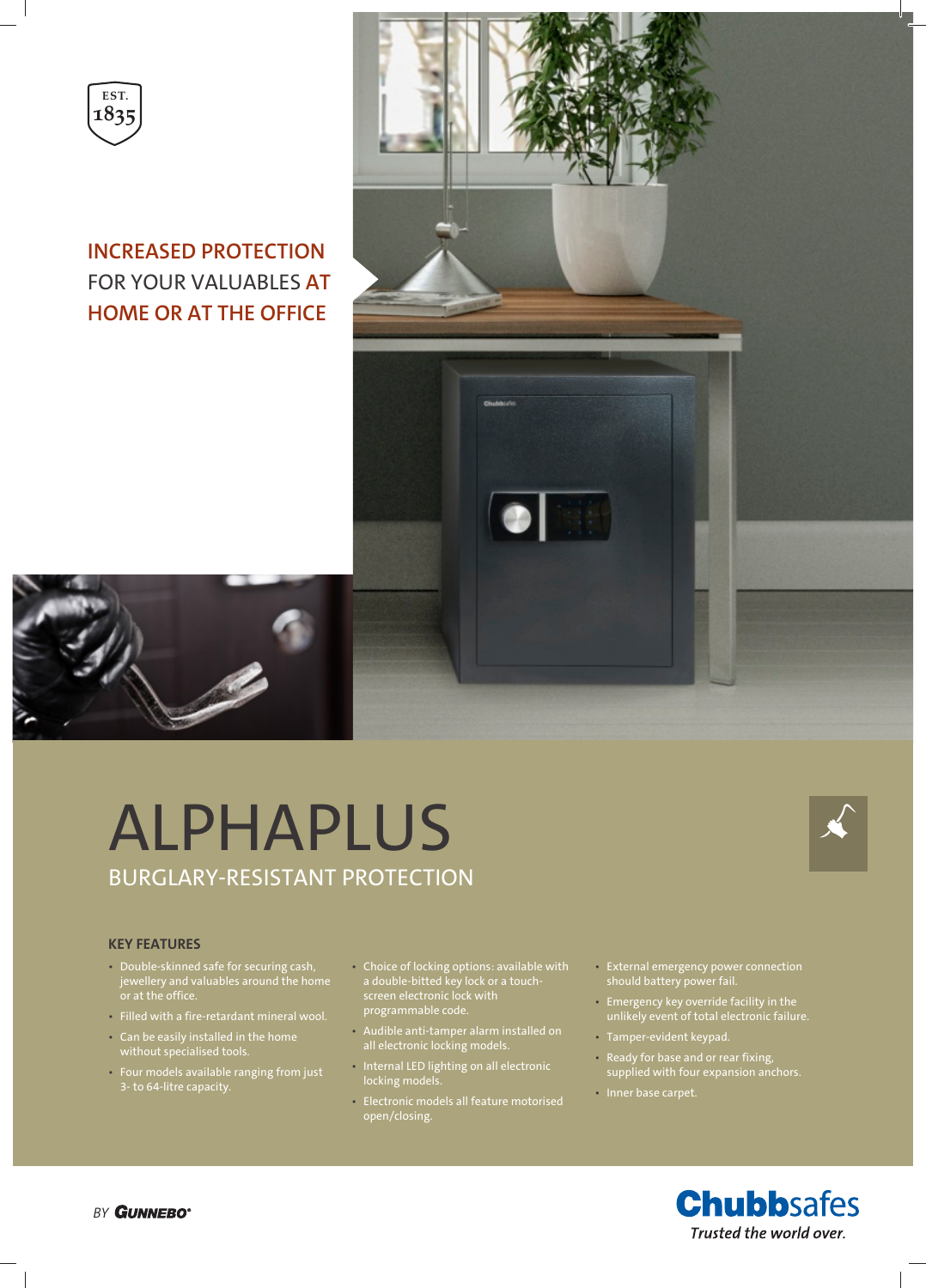EST. 1835

**INCREASED PROTECTION FOR YOUR VALUABLES AT HOME OR AT THE OFFICE**

# ALPHAPLUS

## BURGLARY-RESISTANT PROTECTION

### KEY FEATURES

- Double-skinned safe for securing cash, jewellery and valuables around the home or at the office.
- Filled with a fire-retardant mineral wool.
- Can be easily installed in the home without specialised tools.
- Four models available ranging from just 3- to 64-litre capacity.
- Choice of locking options: available with a double-bitted key lock or a touch-screen electronic lock with programmable code.
- Audible anti-tamper alarm installed on all electronic locking models.
- Internal LED lighting on all electronic locking models.
- Electronic models all feature motorised open/closing.
- External emergency power connection should battery power fail.
- Emergency key override facility in the unlikely event of total electronic failure.
- Tamper-evident keypad.
- Ready for base and or rear fixing, supplied with four expansion anchors.
- Inner base carpet.

BY GUNNEBO®

Chubbsafes
*Trusted the world over.*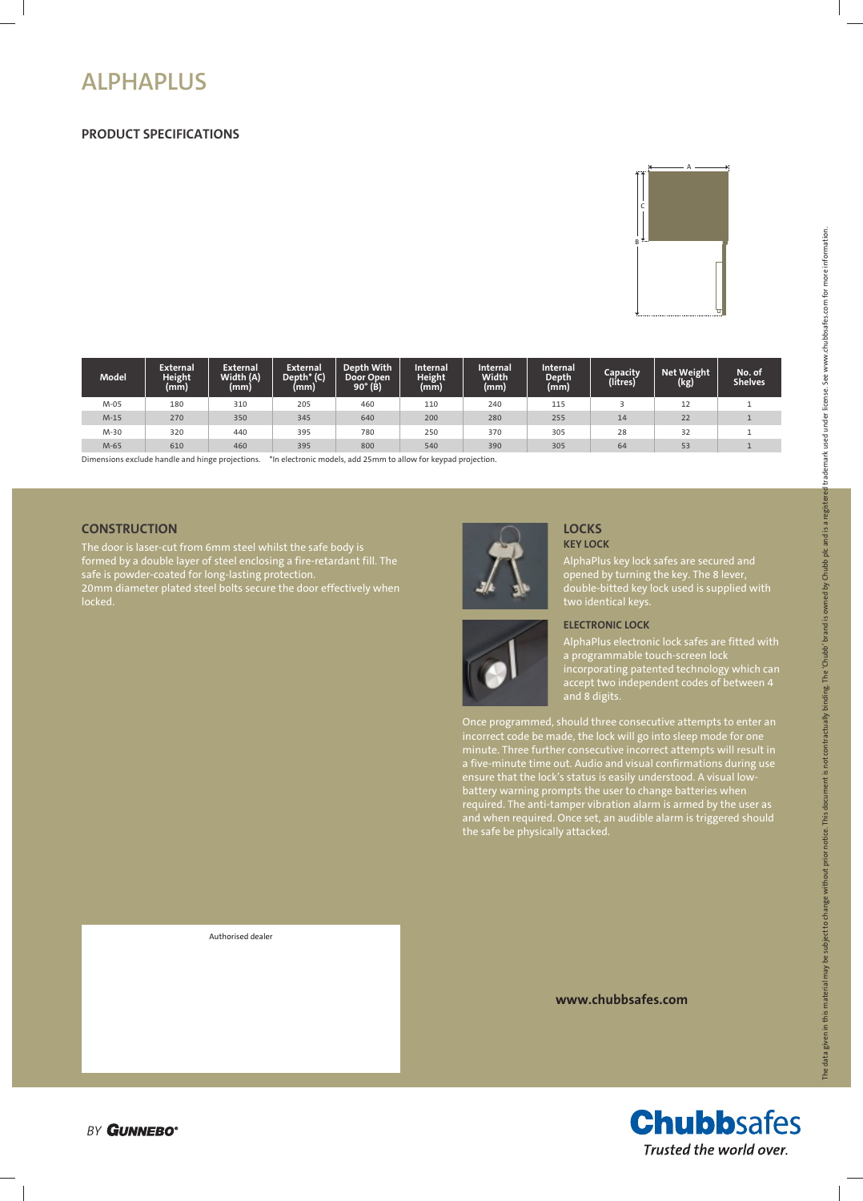# ALPHAPLUS

## PRODUCT SPECIFICATIONS

A

C

B

| Model | External Height (mm) | External Width (A) (mm) | External Depth* (C) (mm) | Depth With Door Open 90° (B) | Internal Height (mm) | Internal Width (mm) | Internal Depth (mm) | Capacity (litres) | Net Weight (kg) | No. of Shelves |
|---|---|---|---|---|---|---|---|---|---|---|
| M-05 | 180 | 310 | 205 | 460 | 110 | 240 | 115 | 3 | 12 | 1 |
| M-15 | 270 | 350 | 345 | 640 | 200 | 280 | 255 | 14 | 22 | 1 |
| M-30 | 320 | 440 | 395 | 780 | 250 | 370 | 305 | 28 | 32 | 1 |
| M-65 | 610 | 460 | 395 | 800 | 540 | 390 | 305 | 64 | 53 | 1 |

Dimensions exclude handle and hinge projections. *In electronic models, add 25mm to allow for keypad projection.

## CONSTRUCTION

The door is laser-cut from 6mm steel whilst the safe body is formed by a double layer of steel enclosing a fire-retardant fill. The safe is powder-coated for long-lasting protection.
20mm diameter plated steel bolts secure the door effectively when locked.

## LOCKS

### KEY LOCK

AlphaPlus key lock safes are secured and opened by turning the key. The 8 lever, double-bitted key lock used is supplied with two identical keys.

### ELECTRONIC LOCK

AlphaPlus electronic lock safes are fitted with a programmable touch-screen lock incorporating patented technology which can accept two independent codes of between 4 and 8 digits.

Once programmed, should three consecutive attempts to enter an incorrect code be made, the lock will go into sleep mode for one minute. Three further consecutive incorrect attempts will result in a five-minute time out. Audio and visual confirmations during use ensure that the lock's status is easily understood. A visual low-battery warning prompts the user to change batteries when required. The anti-tamper vibration alarm is armed by the user as and when required. Once set, an audible alarm is triggered should the safe be physically attacked.

Authorised dealer

**www.chubbsafes.com**

The data given in this material may be subject to change without prior notice. This document is not contractually binding. The 'Chubb' brand is owned by Chubb plc and is a registered trademark used under license. See www.chubbsafes.com for more information.

BY GUNNEBO®

Chubbsafes
*Trusted the world over.*